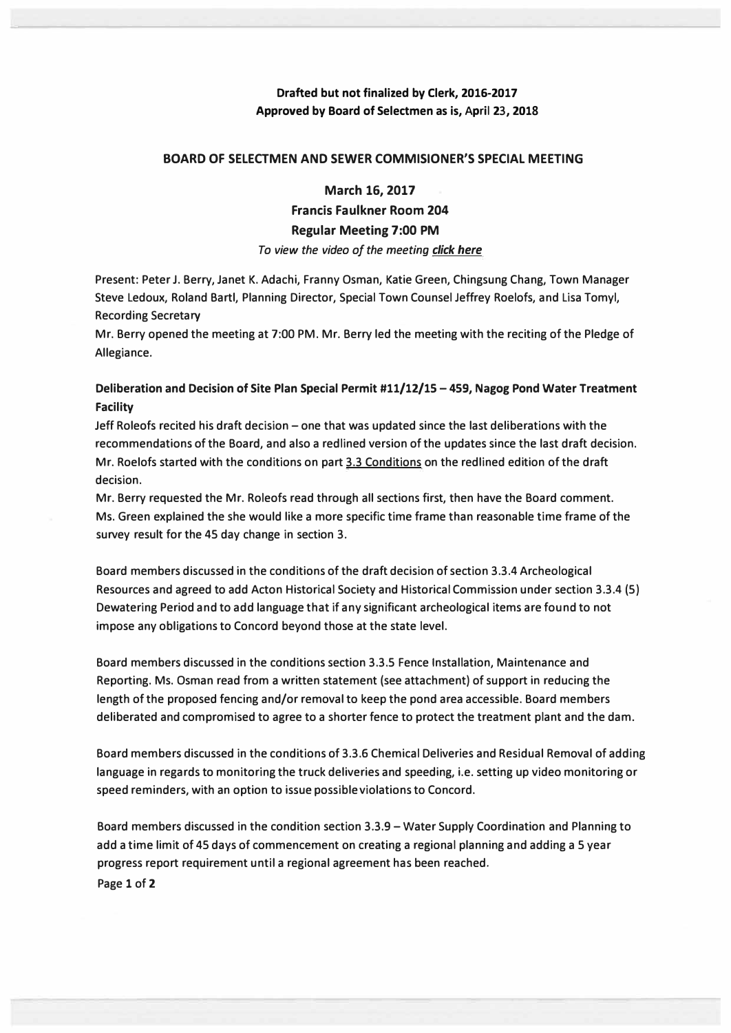**Drafted but not finalized by Clerk, 2016-2017**
**Approved by Board of Selectmen as is, April 23, 2018**

## BOARD OF SELECTMEN AND SEWER COMMISIONER'S SPECIAL MEETING

### March 16, 2017
### Francis Faulkner Room 204
### Regular Meeting 7:00 PM

*To view the video of the meeting* ***click here***

Present: Peter J. Berry, Janet K. Adachi, Franny Osman, Katie Green, Chingsung Chang, Town Manager Steve Ledoux, Roland Bartl, Planning Director, Special Town Counsel Jeffrey Roelofs, and Lisa Tomyl, Recording Secretary

Mr. Berry opened the meeting at 7:00 PM. Mr. Berry led the meeting with the reciting of the Pledge of Allegiance.

**Deliberation and Decision of Site Plan Special Permit #11/12/15 – 459, Nagog Pond Water Treatment Facility**

Jeff Roleofs recited his draft decision – one that was updated since the last deliberations with the recommendations of the Board, and also a redlined version of the updates since the last draft decision. Mr. Roelofs started with the conditions on part 3.3 Conditions on the redlined edition of the draft decision.

Mr. Berry requested the Mr. Roleofs read through all sections first, then have the Board comment. Ms. Green explained the she would like a more specific time frame than reasonable time frame of the survey result for the 45 day change in section 3.

Board members discussed in the conditions of the draft decision of section 3.3.4 Archeological Resources and agreed to add Acton Historical Society and Historical Commission under section 3.3.4 (5) Dewatering Period and to add language that if any significant archeological items are found to not impose any obligations to Concord beyond those at the state level.

Board members discussed in the conditions section 3.3.5 Fence Installation, Maintenance and Reporting. Ms. Osman read from a written statement (see attachment) of support in reducing the length of the proposed fencing and/or removal to keep the pond area accessible. Board members deliberated and compromised to agree to a shorter fence to protect the treatment plant and the dam.

Board members discussed in the conditions of 3.3.6 Chemical Deliveries and Residual Removal of adding language in regards to monitoring the truck deliveries and speeding, i.e. setting up video monitoring or speed reminders, with an option to issue possible violations to Concord.

Board members discussed in the condition section 3.3.9 – Water Supply Coordination and Planning to add a time limit of 45 days of commencement on creating a regional planning and adding a 5 year progress report requirement until a regional agreement has been reached.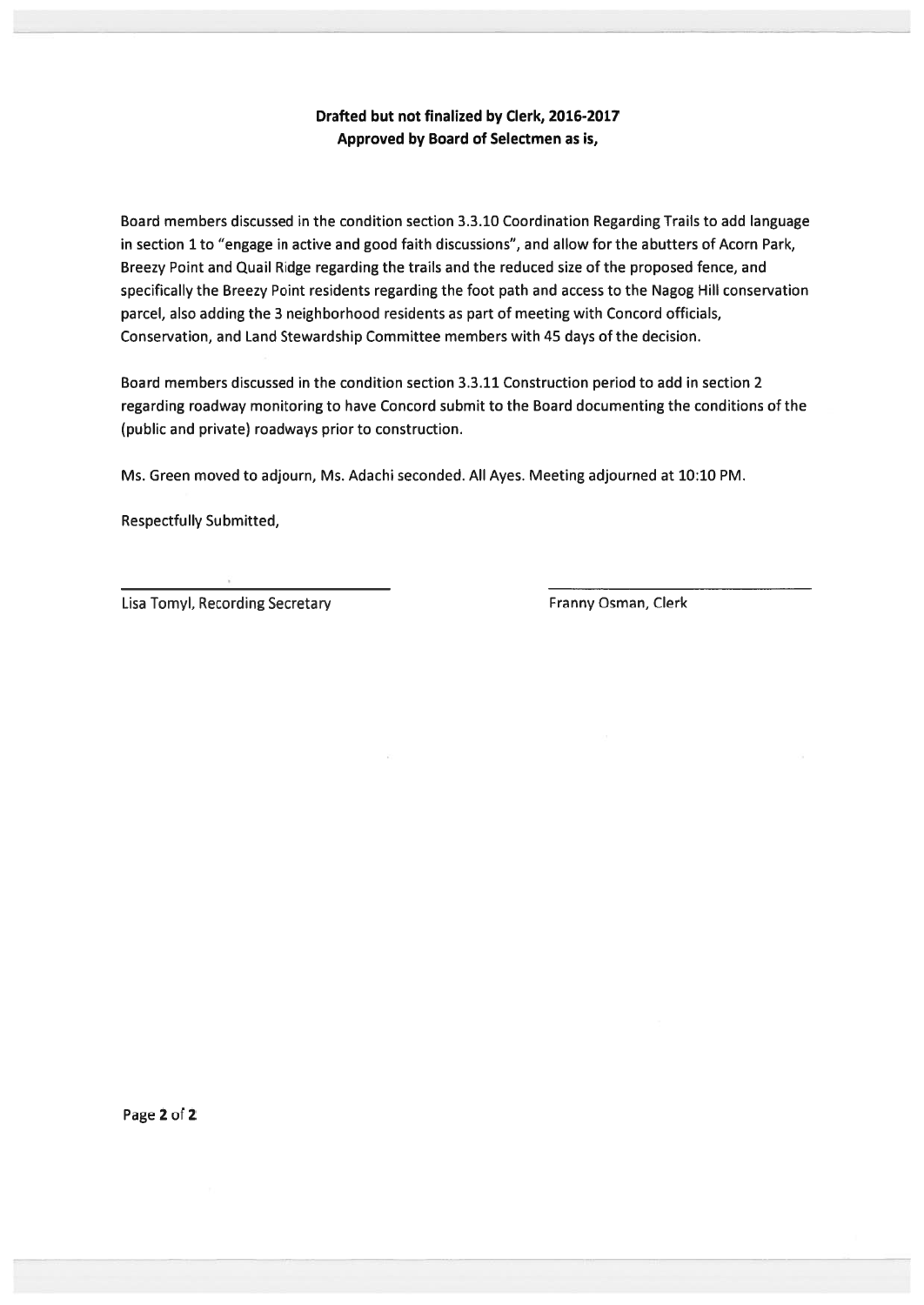**Drafted but not finalized by Clerk, 2016-2017**
**Approved by Board of Selectmen as is,**

Board members discussed in the condition section 3.3.10 Coordination Regarding Trails to add language in section 1 to "engage in active and good faith discussions", and allow for the abutters of Acorn Park, Breezy Point and Quail Ridge regarding the trails and the reduced size of the proposed fence, and specifically the Breezy Point residents regarding the foot path and access to the Nagog Hill conservation parcel, also adding the 3 neighborhood residents as part of meeting with Concord officials, Conservation, and Land Stewardship Committee members with 45 days of the decision.

Board members discussed in the condition section 3.3.11 Construction period to add in section 2 regarding roadway monitoring to have Concord submit to the Board documenting the conditions of the (public and private) roadways prior to construction.

Ms. Green moved to adjourn, Ms. Adachi seconded. All Ayes. Meeting adjourned at 10:10 PM.

Respectfully Submitted,

Lisa Tomyl, Recording Secretary

Franny Osman, Clerk